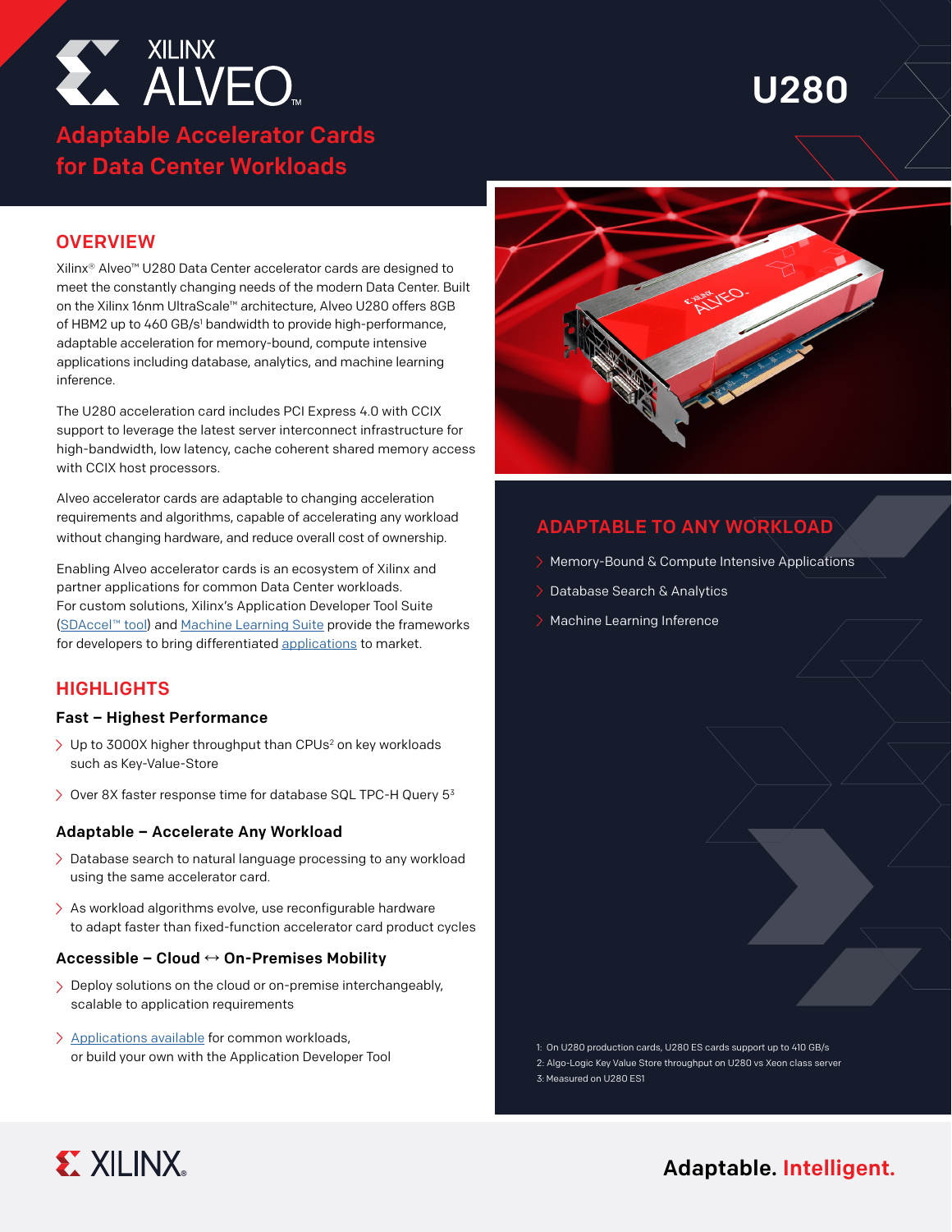# XILINX ALVEO™

# U280

## Adaptable Accelerator Cards for Data Center Workloads

## OVERVIEW

Xilinx® Alveo™ U280 Data Center accelerator cards are designed to meet the constantly changing needs of the modern Data Center. Built on the Xilinx 16nm UltraScale™ architecture, Alveo U280 offers 8GB of HBM2 up to 460 GB/s[1] bandwidth to provide high-performance, adaptable acceleration for memory-bound, compute intensive applications including database, analytics, and machine learning inference.

The U280 acceleration card includes PCI Express 4.0 with CCIX support to leverage the latest server interconnect infrastructure for high-bandwidth, low latency, cache coherent shared memory access with CCIX host processors.

Alveo accelerator cards are adaptable to changing acceleration requirements and algorithms, capable of accelerating any workload without changing hardware, and reduce overall cost of ownership.

Enabling Alveo accelerator cards is an ecosystem of Xilinx and partner applications for common Data Center workloads. For custom solutions, Xilinx's Application Developer Tool Suite (SDAccel™ tool) and Machine Learning Suite provide the frameworks for developers to bring differentiated applications to market.

## HIGHLIGHTS

### Fast – Highest Performance

- Up to 3000X higher throughput than CPUs[2] on key workloads such as Key-Value-Store
- Over 8X faster response time for database SQL TPC-H Query 5[3]

### Adaptable – Accelerate Any Workload

- Database search to natural language processing to any workload using the same accelerator card.
- As workload algorithms evolve, use reconfigurable hardware to adapt faster than fixed-function accelerator card product cycles

### Accessible – Cloud ↔ On-Premises Mobility

- Deploy solutions on the cloud or on-premise interchangeably, scalable to application requirements
- Applications available for common workloads, or build your own with the Application Developer Tool

## ADAPTABLE TO ANY WORKLOAD

- Memory-Bound & Compute Intensive Applications
- Database Search & Analytics
- Machine Learning Inference

1: On U280 production cards, U280 ES cards support up to 410 GB/s
2: Algo-Logic Key Value Store throughput on U280 vs Xeon class server
3: Measured on U280 ES1

XILINX. Adaptable. Intelligent.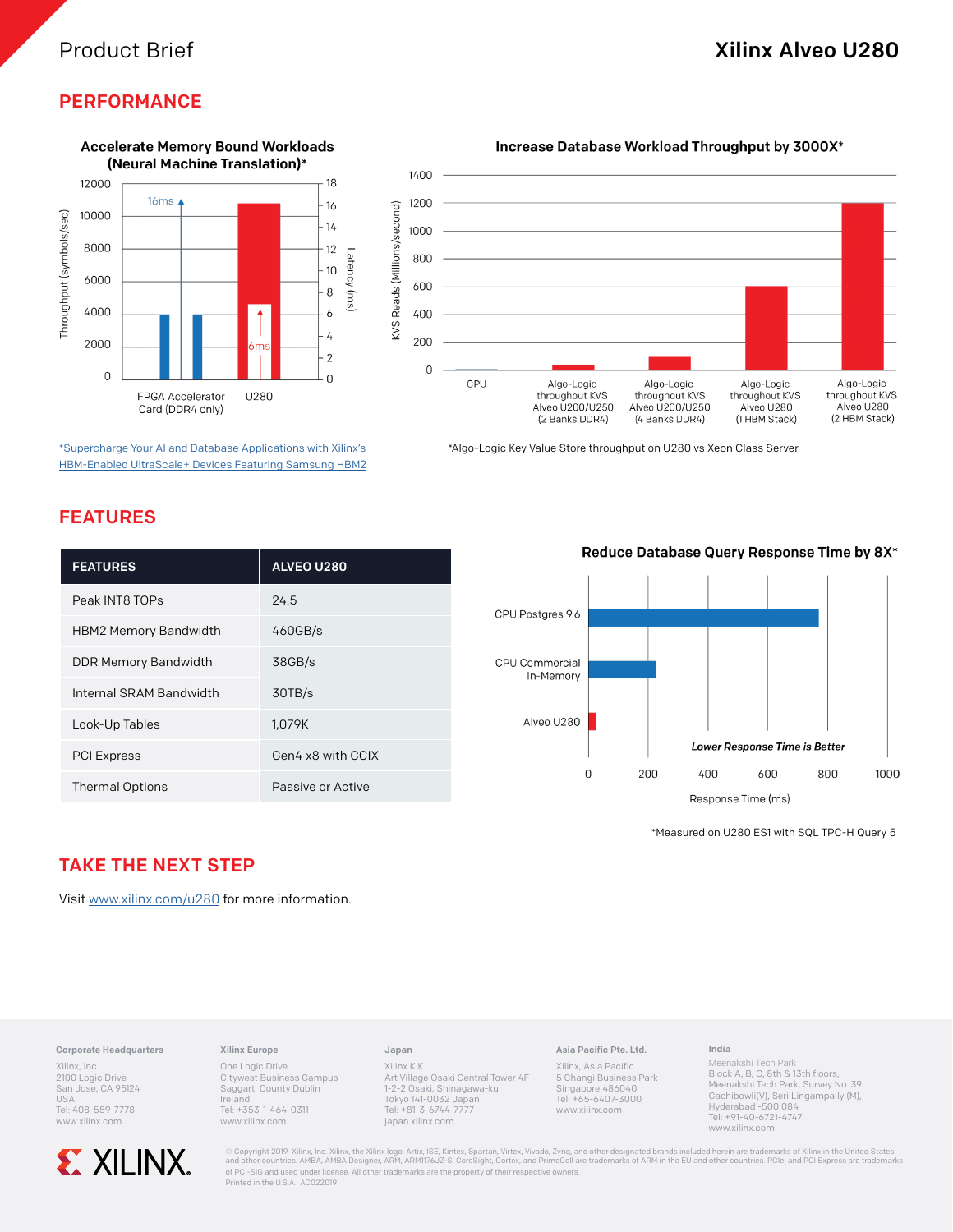## PERFORMANCE

**Accelerate Memory Bound Workloads (Neural Machine Translation)***

Throughput (symbols/sec)
12000
10000
8000
6000
4000
2000
0

Latency (ms)
18
16
14
12
10
8
6
4
2
0

16ms
6ms

FPGA Accelerator Card (DDR4 only)
U280

*Supercharge Your AI and Database Applications with Xilinx's HBM-Enabled UltraScale+ Devices Featuring Samsung HBM2

**Increase Database Workload Throughput by 3000X***

KVS Reads (Millions/second)
1400
1200
1000
800
600
400
200
0

CPU
Algo-Logic throughput KVS Alveo U200/U250 (2 Banks DDR4)
Algo-Logic throughput KVS Alveo U200/U250 (4 Banks DDR4)
Algo-Logic throughput KVS Alveo U280 (1 HBM Stack)
Algo-Logic throughput KVS Alveo U280 (2 HBM Stack)

*Algo-Logic Key Value Store throughput on U280 vs Xeon Class Server

## FEATURES

| FEATURES | ALVEO U280 |
|---|---|
| Peak INT8 TOPs | 24.5 |
| HBM2 Memory Bandwidth | 460GB/s |
| DDR Memory Bandwidth | 38GB/s |
| Internal SRAM Bandwidth | 30TB/s |
| Look-Up Tables | 1,079K |
| PCI Express | Gen4 x8 with CCIX |
| Thermal Options | Passive or Active |

**Reduce Database Query Response Time by 8X***

CPU Postgres 9.6
CPU Commercial In-Memory
Alveo U280

*Lower Response Time is Better*

0
200
400
600
800
1000

Response Time (ms)

*Measured on U280 ES1 with SQL TPC-H Query 5

## TAKE THE NEXT STEP

Visit www.xilinx.com/u280 for more information.

**Corporate Headquarters**
Xilinx, Inc.
2100 Logic Drive
San Jose, CA 95124
USA
Tel: 408-559-7778
www.xilinx.com

**Xilinx Europe**
One Logic Drive
Citywest Business Campus
Saggart, County Dublin
Ireland
Tel: +353-1-464-0311
www.xilinx.com

**Japan**
Xilinx K.K.
Art Village Osaki Central Tower 4F
1-2-2 Osaki, Shinagawa-ku
Tokyo 141-0032 Japan
Tel: +81-3-6744-7777
japan.xilinx.com

**Asia Pacific Pte. Ltd.**
Xilinx, Asia Pacific
5 Changi Business Park
Singapore 486040
Tel: +65-6407-3000
www.xilinx.com

**India**
Meenakshi Tech Park
Block A, B, C, 8th & 13th floors,
Meenakshi Tech Park, Survey No. 39
Gachibowli(V), Seri Lingampally (M),
Hyderabad -500 084
Tel: +91-40-6721-4747
www.xilinx.com

© Copyright 2019 Xilinx, Inc. Xilinx, the Xilinx logo, Artix, ISE, Kintex, Spartan, Virtex, Vivado, Zynq, and other designated brands included herein are trademarks of Xilinx in the United States and other countries. AMBA, AMBA Designer, ARM, ARM1176JZ-S, CoreSight, Cortex, and PrimeCell are trademarks of ARM in the EU and other countries. PCIe, and PCI Express are trademarks of PCI-SIG and used under license. All other trademarks are the property of their respective owners.
Printed in the U.S.A. AC022019